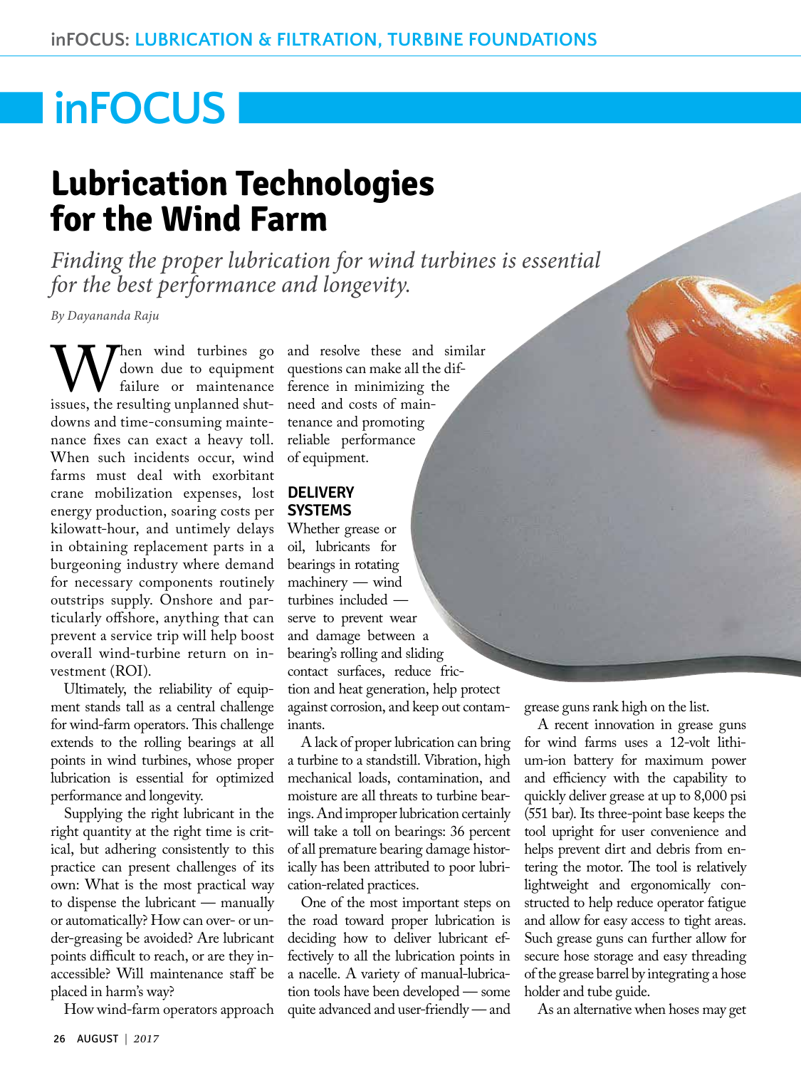# inFOCUS

## Lubrication Technologies for the Wind Farm

*Finding the proper lubrication for wind turbines is essential for the best performance and longevity.*

*By Dayananda Raju*

When wind turbines go down due to equipment failure or maintenance issues, the resulting unplanned shutdowns and time-consuming maintenance fixes can exact a heavy toll. When such incidents occur, wind farms must deal with exorbitant crane mobilization expenses, lost energy production, soaring costs per kilowatt-hour, and untimely delays in obtaining replacement parts in a burgeoning industry where demand for necessary components routinely outstrips supply. Onshore and particularly offshore, anything that can prevent a service trip will help boost overall wind-turbine return on investment (ROI).

Ultimately, the reliability of equipment stands tall as a central challenge for wind-farm operators. This challenge extends to the rolling bearings at all points in wind turbines, whose proper lubrication is essential for optimized performance and longevity.

Supplying the right lubricant in the right quantity at the right time is critical, but adhering consistently to this practice can present challenges of its own: What is the most practical way to dispense the lubricant — manually or automatically? How can over- or under-greasing be avoided? Are lubricant points difficult to reach, or are they inaccessible? Will maintenance staff be placed in harm's way?

How wind-farm operators approach and resolve these and similar questions can make all the difference in minimizing the need and costs of maintenance and promoting reliable performance of equipment.

### DELIVERY SYSTEMS

Whether grease or oil, lubricants for bearings in rotating machinery — wind turbines included — serve to prevent wear and damage between a bearing's rolling and sliding contact surfaces, reduce friction and heat generation, help protect against corrosion, and keep out contaminants.

A lack of proper lubrication can bring a turbine to a standstill. Vibration, high mechanical loads, contamination, and moisture are all threats to turbine bearings. And improper lubrication certainly will take a toll on bearings: 36 percent of all premature bearing damage historically has been attributed to poor lubrication-related practices.

One of the most important steps on the road toward proper lubrication is deciding how to deliver lubricant effectively to all the lubrication points in a nacelle. A variety of manual-lubrication tools have been developed — some quite advanced and user-friendly — and grease guns rank high on the list.

A recent innovation in grease guns for wind farms uses a 12-volt lithium-ion battery for maximum power and efficiency with the capability to quickly deliver grease at up to 8,000 psi (551 bar). Its three-point base keeps the tool upright for user convenience and helps prevent dirt and debris from entering the motor. The tool is relatively lightweight and ergonomically constructed to help reduce operator fatigue and allow for easy access to tight areas. Such grease guns can further allow for secure hose storage and easy threading of the grease barrel by integrating a hose holder and tube guide.

As an alternative when hoses may get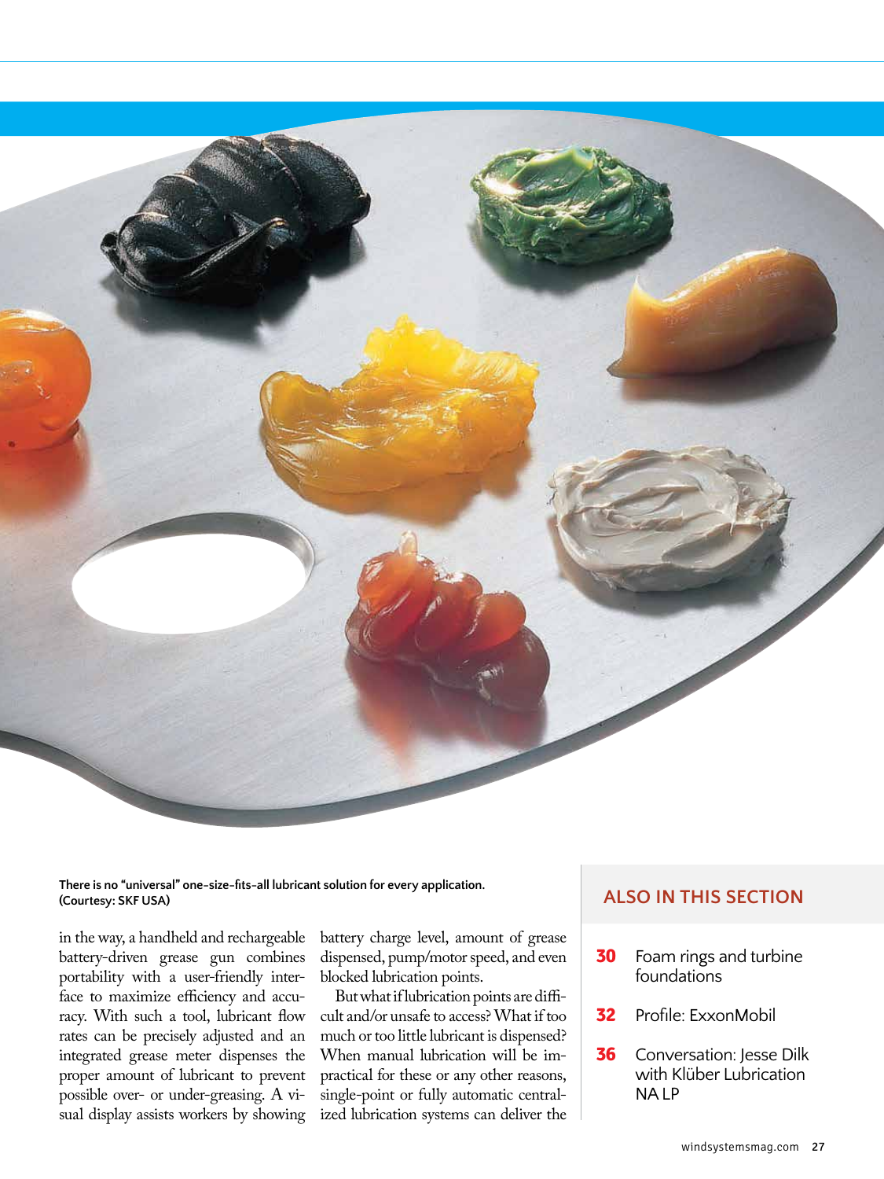There is no "universal" one-size-fits-all lubricant solution for every application. (Courtesy: SKF USA)

in the way, a handheld and rechargeable battery-driven grease gun combines portability with a user-friendly interface to maximize efficiency and accuracy. With such a tool, lubricant flow rates can be precisely adjusted and an integrated grease meter dispenses the proper amount of lubricant to prevent possible over- or under-greasing. A visual display assists workers by showing battery charge level, amount of grease dispensed, pump/motor speed, and even blocked lubrication points.

But what if lubrication points are difficult and/or unsafe to access? What if too much or too little lubricant is dispensed? When manual lubrication will be impractical for these or any other reasons, single-point or fully automatic centralized lubrication systems can deliver the

## ALSO IN THIS SECTION

- **30** Foam rings and turbine foundations
- **32** Profile: ExxonMobil
- **36** Conversation: Jesse Dilk with Klüber Lubrication NA LP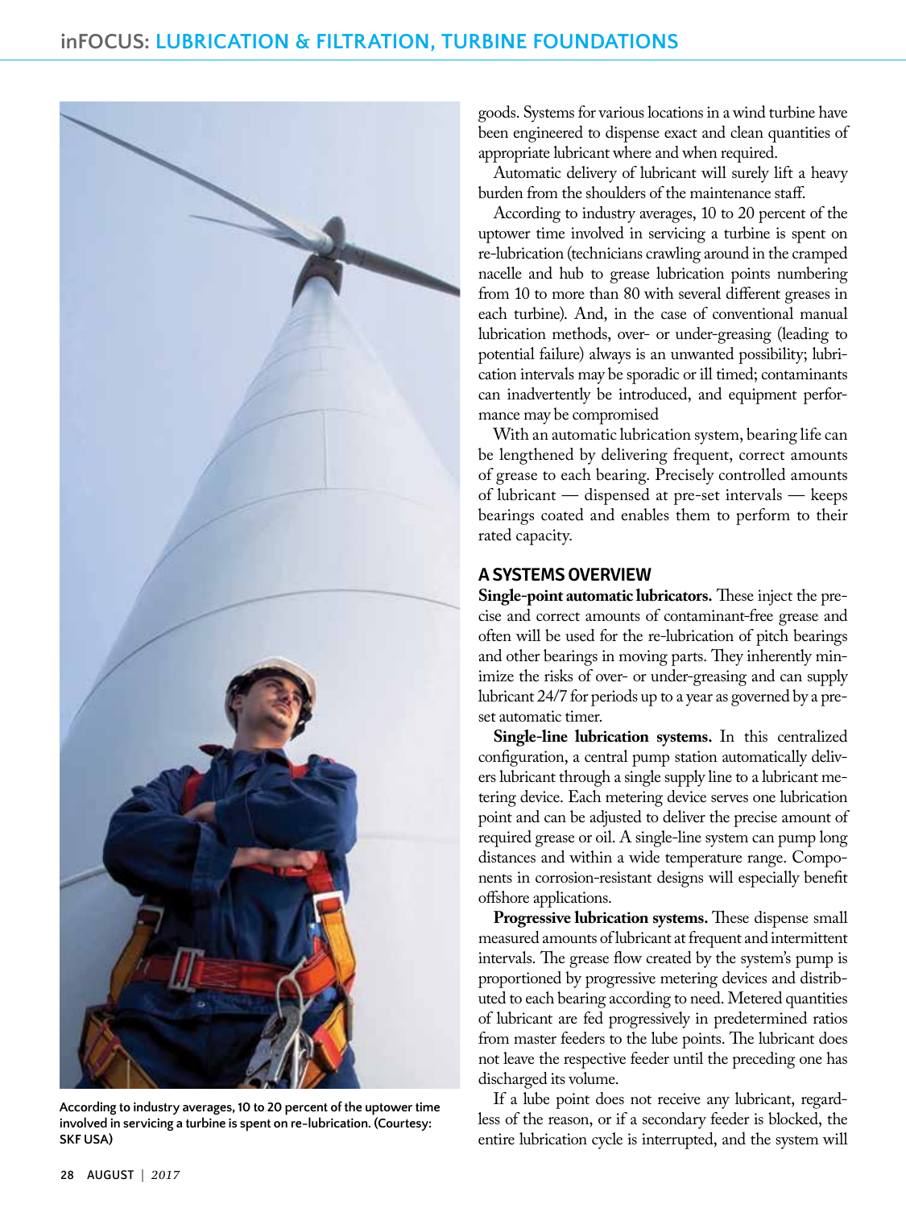According to industry averages, 10 to 20 percent of the uptower time involved in servicing a turbine is spent on re-lubrication. (Courtesy: SKF USA)

goods. Systems for various locations in a wind turbine have been engineered to dispense exact and clean quantities of appropriate lubricant where and when required.

Automatic delivery of lubricant will surely lift a heavy burden from the shoulders of the maintenance staff.

According to industry averages, 10 to 20 percent of the uptower time involved in servicing a turbine is spent on re-lubrication (technicians crawling around in the cramped nacelle and hub to grease lubrication points numbering from 10 to more than 80 with several different greases in each turbine). And, in the case of conventional manual lubrication methods, over- or under-greasing (leading to potential failure) always is an unwanted possibility; lubrication intervals may be sporadic or ill timed; contaminants can inadvertently be introduced, and equipment performance may be compromised

With an automatic lubrication system, bearing life can be lengthened by delivering frequent, correct amounts of grease to each bearing. Precisely controlled amounts of lubricant — dispensed at pre-set intervals — keeps bearings coated and enables them to perform to their rated capacity.

## A SYSTEMS OVERVIEW

**Single-point automatic lubricators.** These inject the precise and correct amounts of contaminant-free grease and often will be used for the re-lubrication of pitch bearings and other bearings in moving parts. They inherently minimize the risks of over- or under-greasing and can supply lubricant 24/7 for periods up to a year as governed by a preset automatic timer.

**Single-line lubrication systems.** In this centralized configuration, a central pump station automatically delivers lubricant through a single supply line to a lubricant metering device. Each metering device serves one lubrication point and can be adjusted to deliver the precise amount of required grease or oil. A single-line system can pump long distances and within a wide temperature range. Components in corrosion-resistant designs will especially benefit offshore applications.

**Progressive lubrication systems.** These dispense small measured amounts of lubricant at frequent and intermittent intervals. The grease flow created by the system's pump is proportioned by progressive metering devices and distributed to each bearing according to need. Metered quantities of lubricant are fed progressively in predetermined ratios from master feeders to the lube points. The lubricant does not leave the respective feeder until the preceding one has discharged its volume.

If a lube point does not receive any lubricant, regardless of the reason, or if a secondary feeder is blocked, the entire lubrication cycle is interrupted, and the system will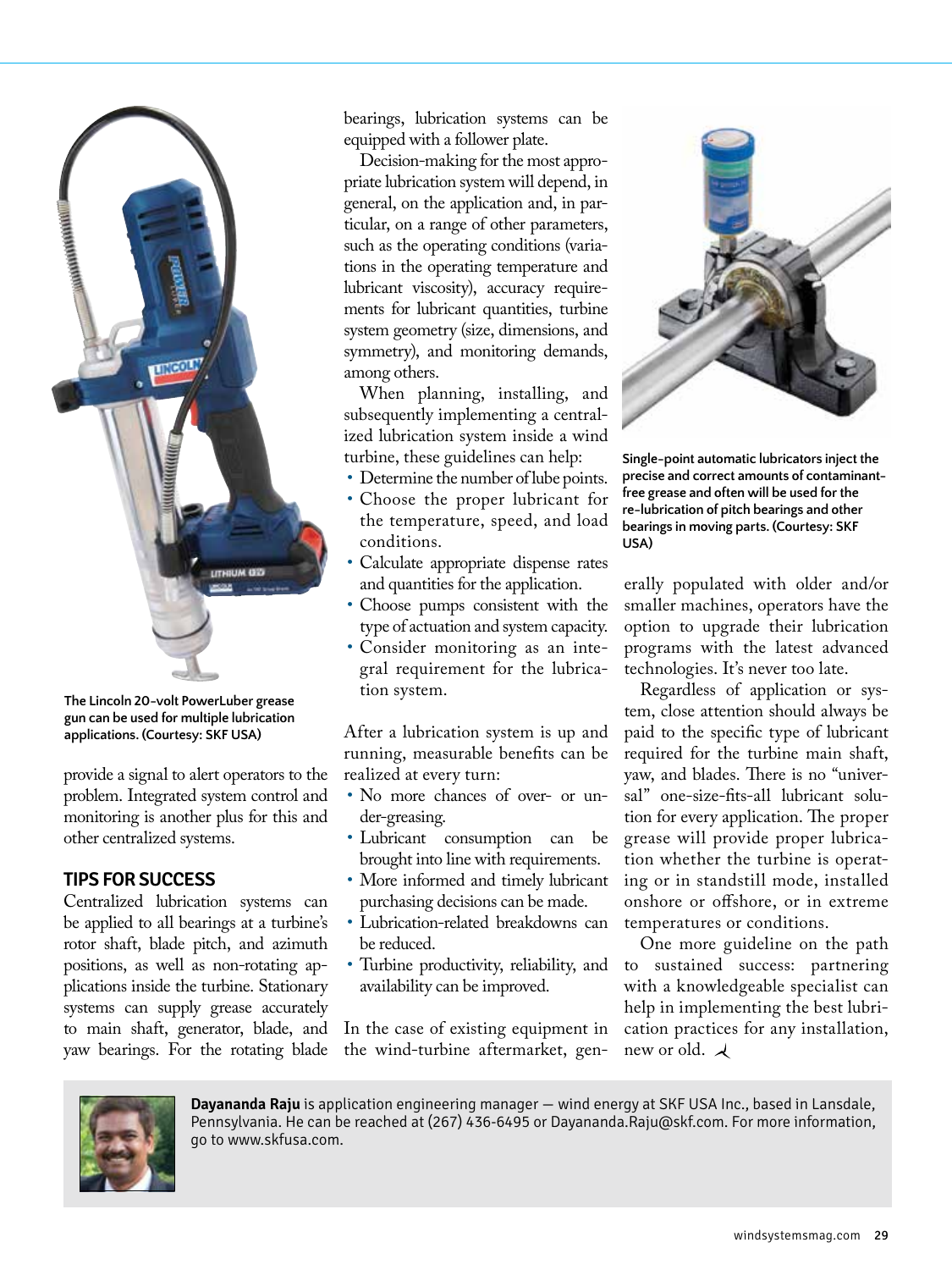The Lincoln 20-volt PowerLuber grease gun can be used for multiple lubrication applications. (Courtesy: SKF USA)

provide a signal to alert operators to the problem. Integrated system control and monitoring is another plus for this and other centralized systems.

## TIPS FOR SUCCESS

Centralized lubrication systems can be applied to all bearings at a turbine's rotor shaft, blade pitch, and azimuth positions, as well as non-rotating applications inside the turbine. Stationary systems can supply grease accurately to main shaft, generator, blade, and yaw bearings. For the rotating blade bearings, lubrication systems can be equipped with a follower plate.

Decision-making for the most appropriate lubrication system will depend, in general, on the application and, in particular, on a range of other parameters, such as the operating conditions (variations in the operating temperature and lubricant viscosity), accuracy requirements for lubricant quantities, turbine system geometry (size, dimensions, and symmetry), and monitoring demands, among others.

When planning, installing, and subsequently implementing a centralized lubrication system inside a wind turbine, these guidelines can help:

- Determine the number of lube points.
- Choose the proper lubricant for the temperature, speed, and load conditions.
- Calculate appropriate dispense rates and quantities for the application.
- Choose pumps consistent with the type of actuation and system capacity.
- Consider monitoring as an integral requirement for the lubrication system.

After a lubrication system is up and running, measurable benefits can be realized at every turn:

- No more chances of over- or under-greasing.
- Lubricant consumption can be brought into line with requirements.
- More informed and timely lubricant purchasing decisions can be made.
- Lubrication-related breakdowns can be reduced.
- Turbine productivity, reliability, and availability can be improved.

In the case of existing equipment in the wind-turbine aftermarket, generally populated with older and/or smaller machines, operators have the option to upgrade their lubrication programs with the latest advanced technologies. It's never too late.

Single-point automatic lubricators inject the precise and correct amounts of contaminant-free grease and often will be used for the re-lubrication of pitch bearings and other bearings in moving parts. (Courtesy: SKF USA)

Regardless of application or system, close attention should always be paid to the specific type of lubricant required for the turbine main shaft, yaw, and blades. There is no "universal" one-size-fits-all lubricant solution for every application. The proper grease will provide proper lubrication whether the turbine is operating or in standstill mode, installed onshore or offshore, or in extreme temperatures or conditions.

One more guideline on the path to sustained success: partnering with a knowledgeable specialist can help in implementing the best lubrication practices for any installation, new or old.

**Dayananda Raju** is application engineering manager — wind energy at SKF USA Inc., based in Lansdale, Pennsylvania. He can be reached at (267) 436-6495 or Dayananda.Raju@skf.com. For more information, go to www.skfusa.com.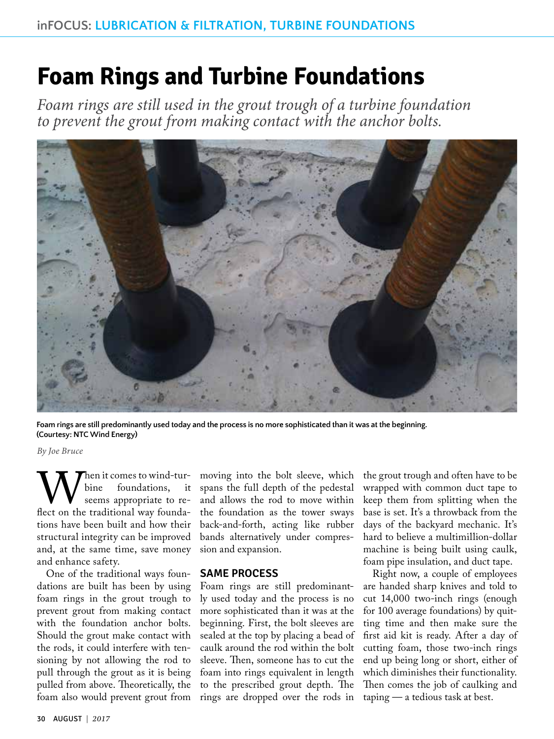# Foam Rings and Turbine Foundations

*Foam rings are still used in the grout trough of a turbine foundation to prevent the grout from making contact with the anchor bolts.*

Foam rings are still predominantly used today and the process is no more sophisticated than it was at the beginning. (Courtesy: NTC Wind Energy)

*By Joe Bruce*

When it comes to wind-turbine foundations, it seems appropriate to reflect on the traditional way foundations have been built and how their structural integrity can be improved and, at the same time, save money and enhance safety.

One of the traditional ways foundations are built has been by using foam rings in the grout trough to prevent grout from making contact with the foundation anchor bolts. Should the grout make contact with the rods, it could interfere with tensioning by not allowing the rod to pull through the grout as it is being pulled from above. Theoretically, the foam also would prevent grout from moving into the bolt sleeve, which spans the full depth of the pedestal and allows the rod to move within the foundation as the tower sways back-and-forth, acting like rubber bands alternatively under compression and expansion.

## SAME PROCESS

Foam rings are still predominantly used today and the process is no more sophisticated than it was at the beginning. First, the bolt sleeves are sealed at the top by placing a bead of caulk around the rod within the bolt sleeve. Then, someone has to cut the foam into rings equivalent in length to the prescribed grout depth. The rings are dropped over the rods in the grout trough and often have to be wrapped with common duct tape to keep them from splitting when the base is set. It's a throwback from the days of the backyard mechanic. It's hard to believe a multimillion-dollar machine is being built using caulk, foam pipe insulation, and duct tape.

Right now, a couple of employees are handed sharp knives and told to cut 14,000 two-inch rings (enough for 100 average foundations) by quitting time and then make sure the first aid kit is ready. After a day of cutting foam, those two-inch rings end up being long or short, either of which diminishes their functionality. Then comes the job of caulking and taping — a tedious task at best.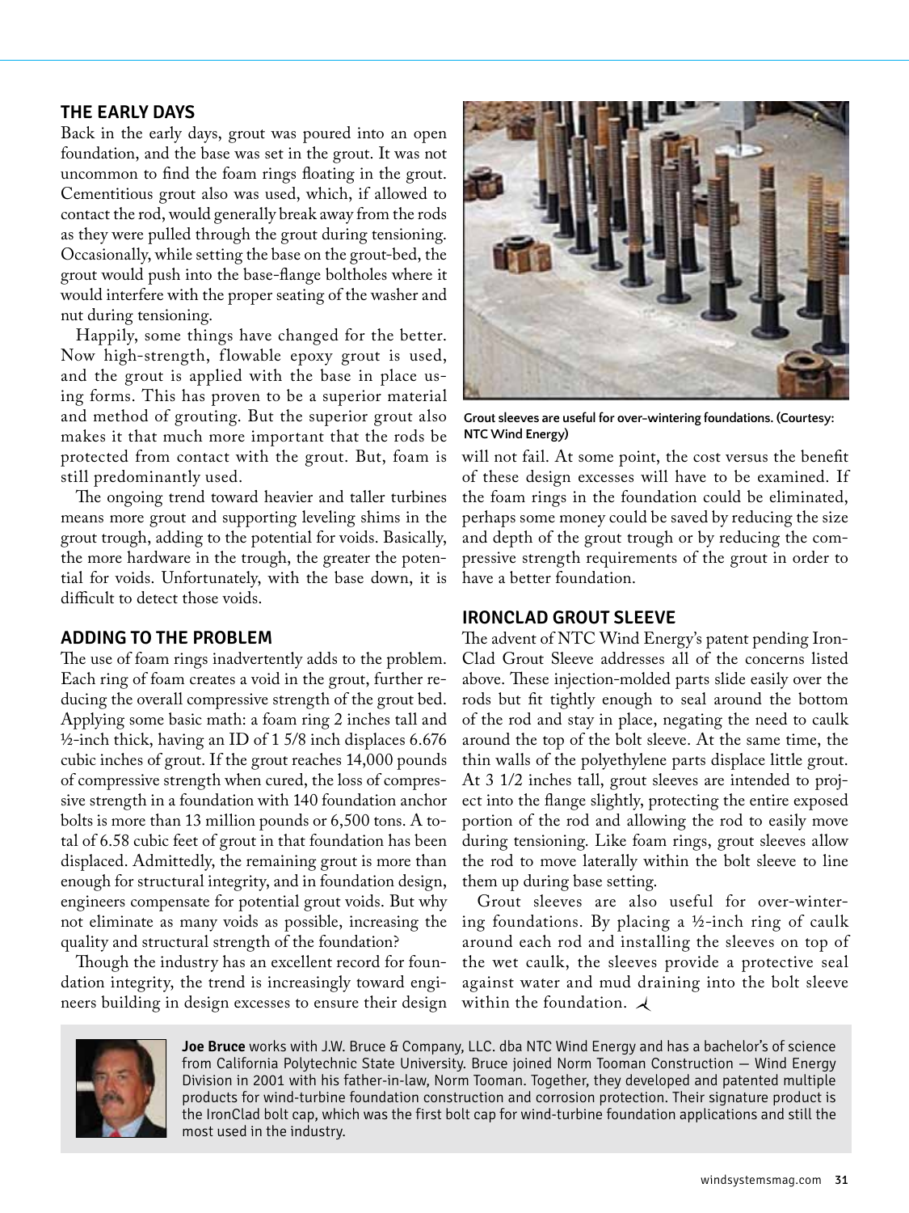## THE EARLY DAYS

Back in the early days, grout was poured into an open foundation, and the base was set in the grout. It was not uncommon to find the foam rings floating in the grout. Cementitious grout also was used, which, if allowed to contact the rod, would generally break away from the rods as they were pulled through the grout during tensioning. Occasionally, while setting the base on the grout-bed, the grout would push into the base-flange boltholes where it would interfere with the proper seating of the washer and nut during tensioning.

Happily, some things have changed for the better. Now high-strength, flowable epoxy grout is used, and the grout is applied with the base in place using forms. This has proven to be a superior material and method of grouting. But the superior grout also makes it that much more important that the rods be protected from contact with the grout. But, foam is still predominantly used.

The ongoing trend toward heavier and taller turbines means more grout and supporting leveling shims in the grout trough, adding to the potential for voids. Basically, the more hardware in the trough, the greater the potential for voids. Unfortunately, with the base down, it is difficult to detect those voids.

## ADDING TO THE PROBLEM

The use of foam rings inadvertently adds to the problem. Each ring of foam creates a void in the grout, further reducing the overall compressive strength of the grout bed. Applying some basic math: a foam ring 2 inches tall and ½-inch thick, having an ID of 1 5/8 inch displaces 6.676 cubic inches of grout. If the grout reaches 14,000 pounds of compressive strength when cured, the loss of compressive strength in a foundation with 140 foundation anchor bolts is more than 13 million pounds or 6,500 tons. A total of 6.58 cubic feet of grout in that foundation has been displaced. Admittedly, the remaining grout is more than enough for structural integrity, and in foundation design, engineers compensate for potential grout voids. But why not eliminate as many voids as possible, increasing the quality and structural strength of the foundation?

Though the industry has an excellent record for foundation integrity, the trend is increasingly toward engineers building in design excesses to ensure their design will not fail. At some point, the cost versus the benefit of these design excesses will have to be examined. If the foam rings in the foundation could be eliminated, perhaps some money could be saved by reducing the size and depth of the grout trough or by reducing the compressive strength requirements of the grout in order to have a better foundation.

Grout sleeves are useful for over-wintering foundations. (Courtesy: NTC Wind Energy)

## IRONCLAD GROUT SLEEVE

The advent of NTC Wind Energy's patent pending IronClad Grout Sleeve addresses all of the concerns listed above. These injection-molded parts slide easily over the rods but fit tightly enough to seal around the bottom of the rod and stay in place, negating the need to caulk around the top of the bolt sleeve. At the same time, the thin walls of the polyethylene parts displace little grout. At 3 1/2 inches tall, grout sleeves are intended to project into the flange slightly, protecting the entire exposed portion of the rod and allowing the rod to easily move during tensioning. Like foam rings, grout sleeves allow the rod to move laterally within the bolt sleeve to line them up during base setting.

Grout sleeves are also useful for over-wintering foundations. By placing a ½-inch ring of caulk around each rod and installing the sleeves on top of the wet caulk, the sleeves provide a protective seal against water and mud draining into the bolt sleeve within the foundation.

**Joe Bruce** works with J.W. Bruce & Company, LLC. dba NTC Wind Energy and has a bachelor's of science from California Polytechnic State University. Bruce joined Norm Tooman Construction — Wind Energy Division in 2001 with his father-in-law, Norm Tooman. Together, they developed and patented multiple products for wind-turbine foundation construction and corrosion protection. Their signature product is the IronClad bolt cap, which was the first bolt cap for wind-turbine foundation applications and still the most used in the industry.